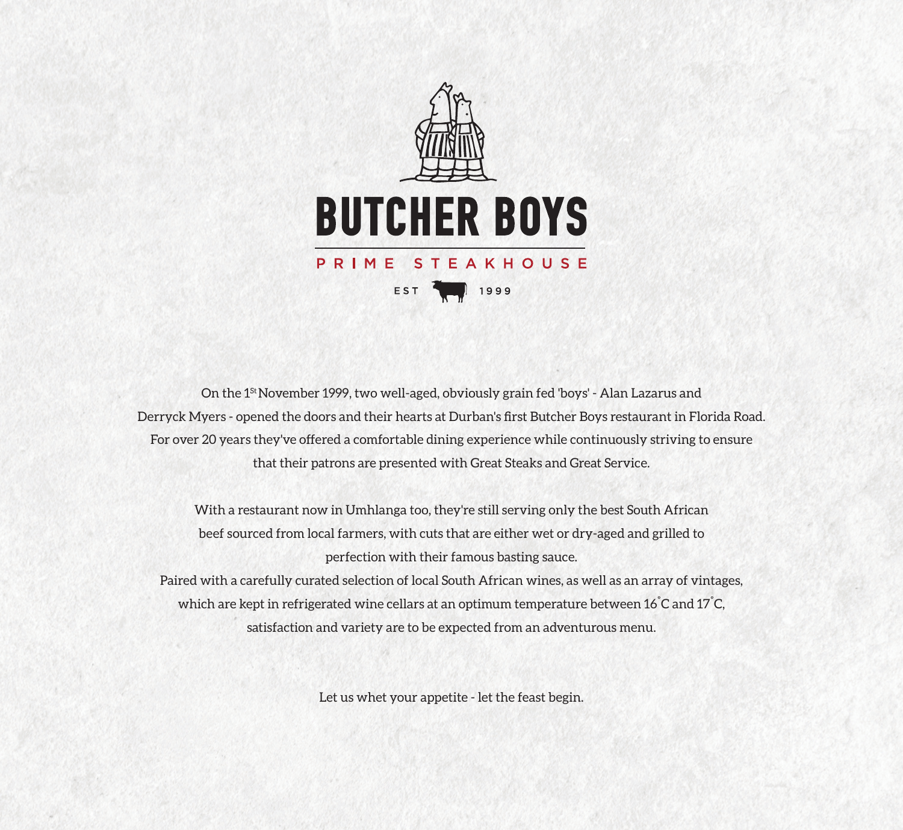# BUTCHER BOYS

PRIME STEAKHOUSE

EST 1999

On the 1st November 1999, two well-aged, obviously grain fed 'boys' - Alan Lazarus and Derryck Myers - opened the doors and their hearts at Durban's first Butcher Boys restaurant in Florida Road. For over 20 years they've offered a comfortable dining experience while continuously striving to ensure that their patrons are presented with Great Steaks and Great Service.

With a restaurant now in Umhlanga too, they're still serving only the best South African beef sourced from local farmers, with cuts that are either wet or dry-aged and grilled to perfection with their famous basting sauce.
Paired with a carefully curated selection of local South African wines, as well as an array of vintages, which are kept in refrigerated wine cellars at an optimum temperature between 16˚C and 17˚C, satisfaction and variety are to be expected from an adventurous menu.

Let us whet your appetite - let the feast begin.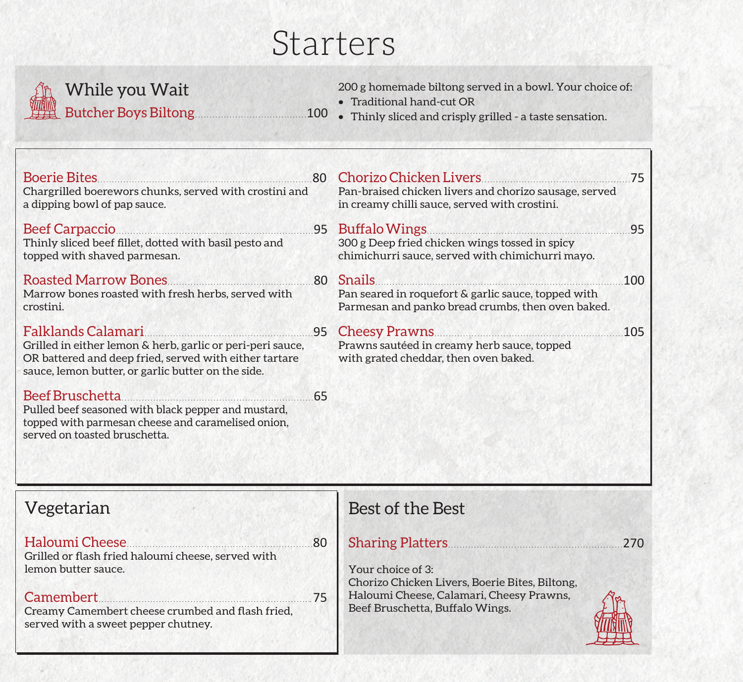# Starters

## While you Wait

**Butcher Boys Biltong** .................... 100

200 g homemade biltong served in a bowl. Your choice of:

- Traditional hand-cut OR
- Thinly sliced and crisply grilled - a taste sensation.

**Boerie Bites** .................... 80
Chargrilled boerewors chunks, served with crostini and a dipping bowl of pap sauce.

**Beef Carpaccio** .................... 95
Thinly sliced beef fillet, dotted with basil pesto and topped with shaved parmesan.

**Roasted Marrow Bones** .................... 80
Marrow bones roasted with fresh herbs, served with crostini.

**Falklands Calamari** .................... 95
Grilled in either lemon & herb, garlic or peri-peri sauce, OR battered and deep fried, served with either tartare sauce, lemon butter, or garlic butter on the side.

**Beef Bruschetta** .................... 65
Pulled beef seasoned with black pepper and mustard, topped with parmesan cheese and caramelised onion, served on toasted bruschetta.

**Chorizo Chicken Livers** .................... 75
Pan-braised chicken livers and chorizo sausage, served in creamy chilli sauce, served with crostini.

**Buffalo Wings** .................... 95
300 g Deep fried chicken wings tossed in spicy chimichurri sauce, served with chimichurri mayo.

**Snails** .................... 100
Pan seared in roquefort & garlic sauce, topped with Parmesan and panko bread crumbs, then oven baked.

**Cheesy Prawns** .................... 105
Prawns sautéed in creamy herb sauce, topped with grated cheddar, then oven baked.

## Vegetarian

**Haloumi Cheese** .................... 80
Grilled or flash fried haloumi cheese, served with lemon butter sauce.

**Camembert** .................... 75
Creamy Camembert cheese crumbed and flash fried, served with a sweet pepper chutney.

## Best of the Best

**Sharing Platters** .................... 270

Your choice of 3:
Chorizo Chicken Livers, Boerie Bites, Biltong, Haloumi Cheese, Calamari, Cheesy Prawns, Beef Bruschetta, Buffalo Wings.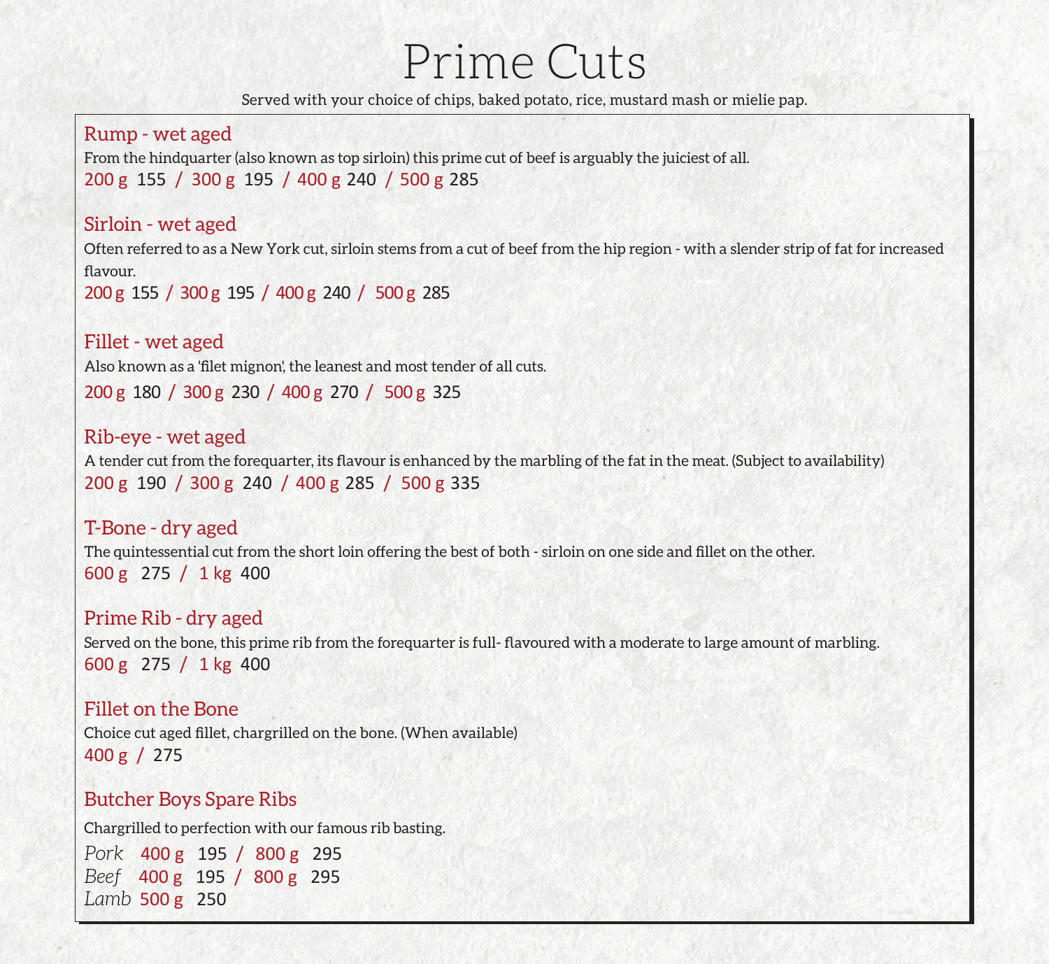# Prime Cuts

Served with your choice of chips, baked potato, rice, mustard mash or mielie pap.

## Rump - wet aged

From the hindquarter (also known as top sirloin) this prime cut of beef is arguably the juiciest of all.

200 g 155 / 300 g 195 / 400 g 240 / 500 g 285

## Sirloin - wet aged

Often referred to as a New York cut, sirloin stems from a cut of beef from the hip region - with a slender strip of fat for increased flavour.

200 g 155 / 300 g 195 / 400 g 240 / 500 g 285

## Fillet - wet aged

Also known as a 'filet mignon', the leanest and most tender of all cuts.

200 g 180 / 300 g 230 / 400 g 270 / 500 g 325

## Rib-eye - wet aged

A tender cut from the forequarter, its flavour is enhanced by the marbling of the fat in the meat. (Subject to availability)

200 g 190 / 300 g 240 / 400 g 285 / 500 g 335

## T-Bone - dry aged

The quintessential cut from the short loin offering the best of both - sirloin on one side and fillet on the other.

600 g 275 / 1 kg 400

## Prime Rib - dry aged

Served on the bone, this prime rib from the forequarter is full- flavoured with a moderate to large amount of marbling.

600 g 275 / 1 kg 400

## Fillet on the Bone

Choice cut aged fillet, chargrilled on the bone. (When available)

400 g / 275

## Butcher Boys Spare Ribs

Chargrilled to perfection with our famous rib basting.

*Pork* 400 g 195 / 800 g 295
*Beef* 400 g 195 / 800 g 295
*Lamb* 500 g 250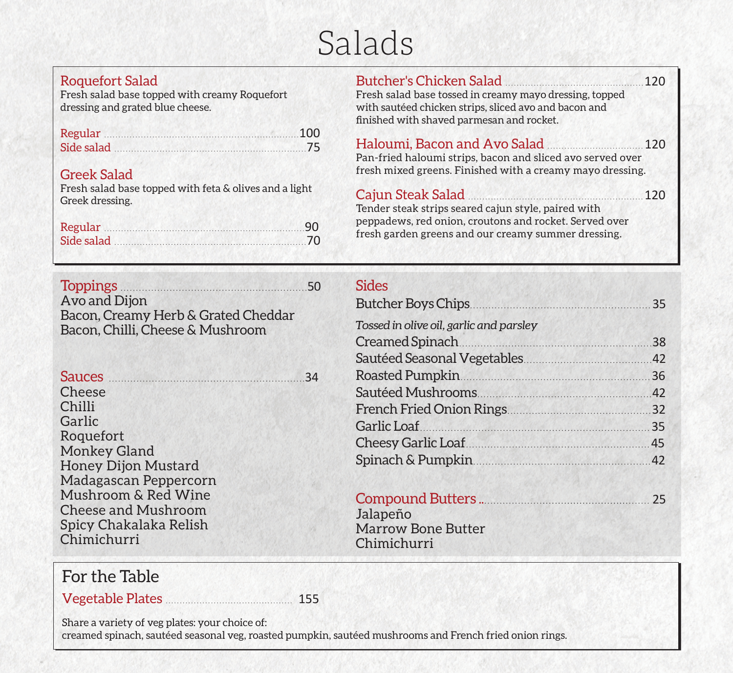# Salads

## Roquefort Salad

Fresh salad base topped with creamy Roquefort dressing and grated blue cheese.

Regular ........ 100
Side salad ........ 75

## Greek Salad

Fresh salad base topped with feta & olives and a light Greek dressing.

Regular ........ 90
Side salad ........ 70

## Butcher's Chicken Salad ........ 120

Fresh salad base tossed in creamy mayo dressing, topped with sautéed chicken strips, sliced avo and bacon and finished with shaved parmesan and rocket.

## Haloumi, Bacon and Avo Salad ........ 120

Pan-fried haloumi strips, bacon and sliced avo served over fresh mixed greens. Finished with a creamy mayo dressing.

## Cajun Steak Salad ........ 120

Tender steak strips seared cajun style, paired with peppadews, red onion, croutons and rocket. Served over fresh garden greens and our creamy summer dressing.

## Toppings ........ 50

- Avo and Dijon
- Bacon, Creamy Herb & Grated Cheddar
- Bacon, Chilli, Cheese & Mushroom

## Sauces ........ 34

- Cheese
- Chilli
- Garlic
- Roquefort
- Monkey Gland
- Honey Dijon Mustard
- Madagascan Peppercorn
- Mushroom & Red Wine
- Cheese and Mushroom
- Spicy Chakalaka Relish
- Chimichurri

## Sides

Butcher Boys Chips ........ 35

*Tossed in olive oil, garlic and parsley*

Creamed Spinach ........ 38
Sautéed Seasonal Vegetables ........ 42
Roasted Pumpkin ........ 36
Sautéed Mushrooms ........ 42
French Fried Onion Rings ........ 32
Garlic Loaf ........ 35
Cheesy Garlic Loaf ........ 45
Spinach & Pumpkin ........ 42

## Compound Butters ........ 25

- Jalapeño
- Marrow Bone Butter
- Chimichurri

## For the Table

### Vegetable Plates ........ 155

Share a variety of veg plates: your choice of:
creamed spinach, sautéed seasonal veg, roasted pumpkin, sautéed mushrooms and French fried onion rings.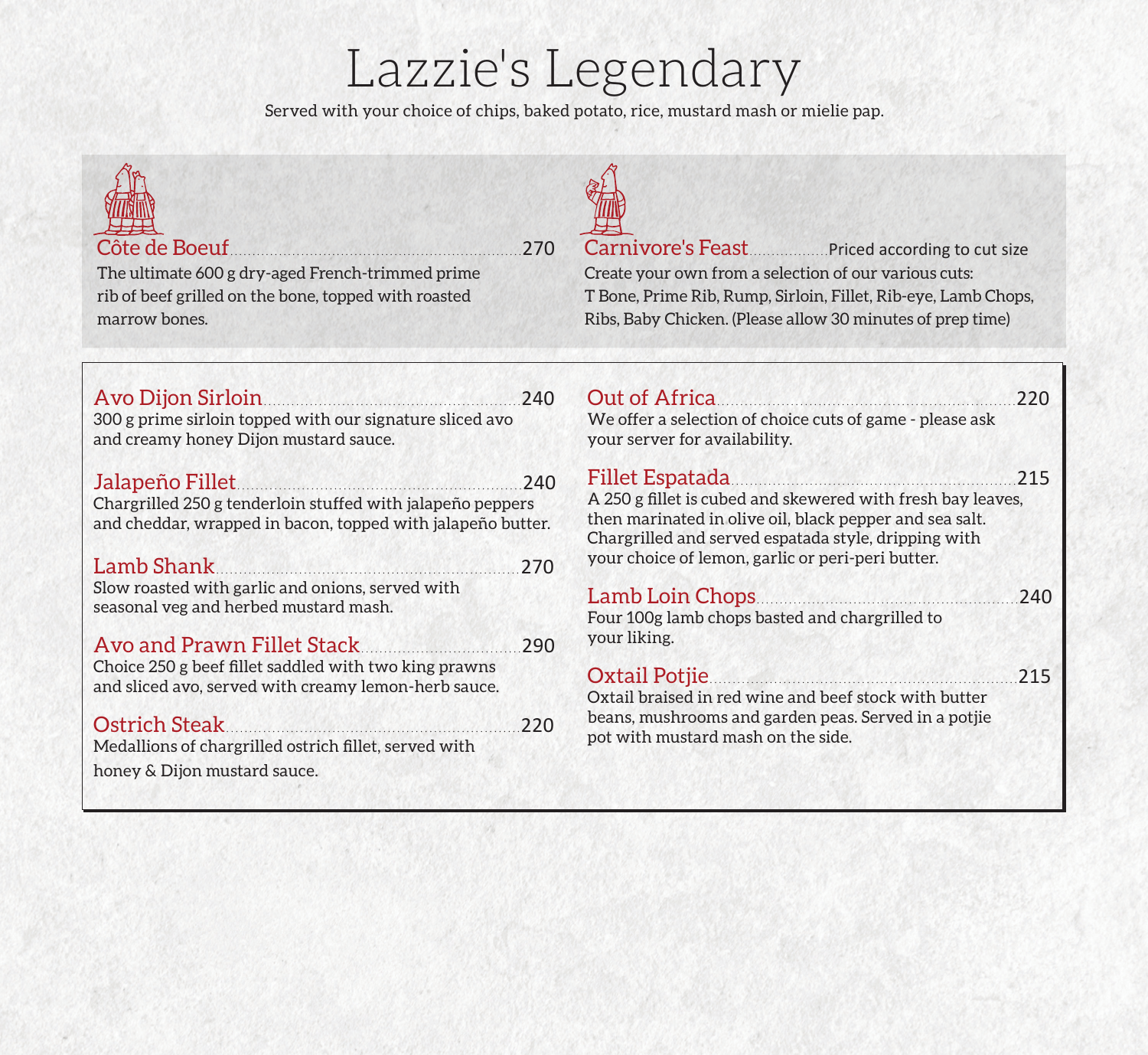# Lazzie's Legendary

Served with your choice of chips, baked potato, rice, mustard mash or mielie pap.

## Côte de Boeuf ..... 270

The ultimate 600 g dry-aged French-trimmed prime rib of beef grilled on the bone, topped with roasted marrow bones.

## Carnivore's Feast ..... Priced according to cut size

Create your own from a selection of our various cuts: T Bone, Prime Rib, Rump, Sirloin, Fillet, Rib-eye, Lamb Chops, Ribs, Baby Chicken. (Please allow 30 minutes of prep time)

### Avo Dijon Sirloin ..... 240

300 g prime sirloin topped with our signature sliced avo and creamy honey Dijon mustard sauce.

### Jalapeño Fillet ..... 240

Chargrilled 250 g tenderloin stuffed with jalapeño peppers and cheddar, wrapped in bacon, topped with jalapeño butter.

### Lamb Shank ..... 270

Slow roasted with garlic and onions, served with seasonal veg and herbed mustard mash.

### Avo and Prawn Fillet Stack ..... 290

Choice 250 g beef fillet saddled with two king prawns and sliced avo, served with creamy lemon-herb sauce.

### Ostrich Steak ..... 220

Medallions of chargrilled ostrich fillet, served with honey & Dijon mustard sauce.

### Out of Africa ..... 220

We offer a selection of choice cuts of game - please ask your server for availability.

### Fillet Espatada ..... 215

A 250 g fillet is cubed and skewered with fresh bay leaves, then marinated in olive oil, black pepper and sea salt. Chargrilled and served espatada style, dripping with your choice of lemon, garlic or peri-peri butter.

### Lamb Loin Chops ..... 240

Four 100g lamb chops basted and chargrilled to your liking.

### Oxtail Potjie ..... 215

Oxtail braised in red wine and beef stock with butter beans, mushrooms and garden peas. Served in a potjie pot with mustard mash on the side.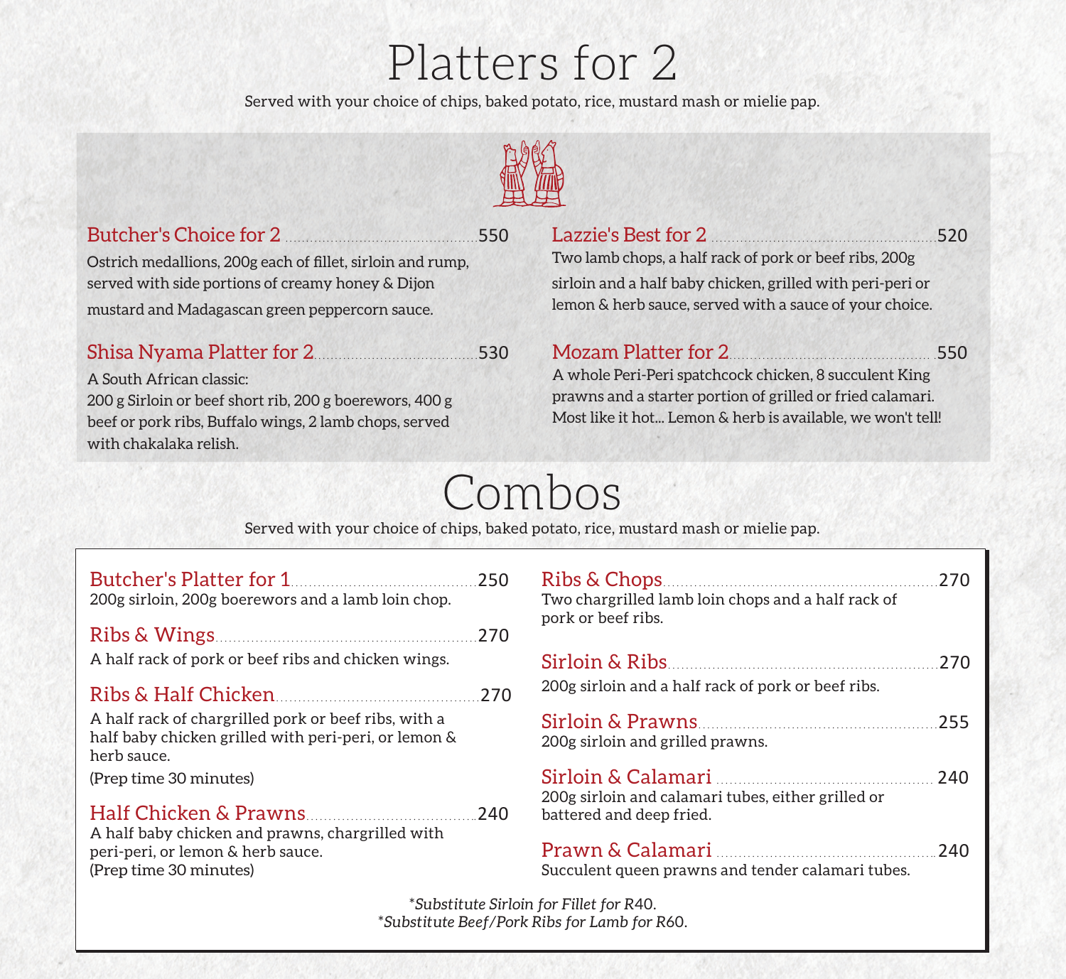# Platters for 2

Served with your choice of chips, baked potato, rice, mustard mash or mielie pap.

### Butcher's Choice for 2 ........ 550

Ostrich medallions, 200g each of fillet, sirloin and rump, served with side portions of creamy honey & Dijon mustard and Madagascan green peppercorn sauce.

### Shisa Nyama Platter for 2 ........ 530

A South African classic:
200 g Sirloin or beef short rib, 200 g boerewors, 400 g beef or pork ribs, Buffalo wings, 2 lamb chops, served with chakalaka relish.

### Lazzie's Best for 2 ........ 520

Two lamb chops, a half rack of pork or beef ribs, 200g sirloin and a half baby chicken, grilled with peri-peri or lemon & herb sauce, served with a sauce of your choice.

### Mozam Platter for 2 ........ 550

A whole Peri-Peri spatchcock chicken, 8 succulent King prawns and a starter portion of grilled or fried calamari. Most like it hot... Lemon & herb is available, we won't tell!

# Combos

Served with your choice of chips, baked potato, rice, mustard mash or mielie pap.

### Butcher's Platter for 1 ........ 250

200g sirloin, 200g boerewors and a lamb loin chop.

### Ribs & Wings ........ 270

A half rack of pork or beef ribs and chicken wings.

### Ribs & Half Chicken ........ 270

A half rack of chargrilled pork or beef ribs, with a half baby chicken grilled with peri-peri, or lemon & herb sauce.
(Prep time 30 minutes)

### Half Chicken & Prawns ........ 240

A half baby chicken and prawns, chargrilled with peri-peri, or lemon & herb sauce.
(Prep time 30 minutes)

### Ribs & Chops ........ 270

Two chargrilled lamb loin chops and a half rack of pork or beef ribs.

### Sirloin & Ribs ........ 270

200g sirloin and a half rack of pork or beef ribs.

### Sirloin & Prawns ........ 255

200g sirloin and grilled prawns.

### Sirloin & Calamari ........ 240

200g sirloin and calamari tubes, either grilled or battered and deep fried.

### Prawn & Calamari ........ 240

Succulent queen prawns and tender calamari tubes.

*\*Substitute Sirloin for Fillet for R40.*
*\*Substitute Beef/Pork Ribs for Lamb for R60.*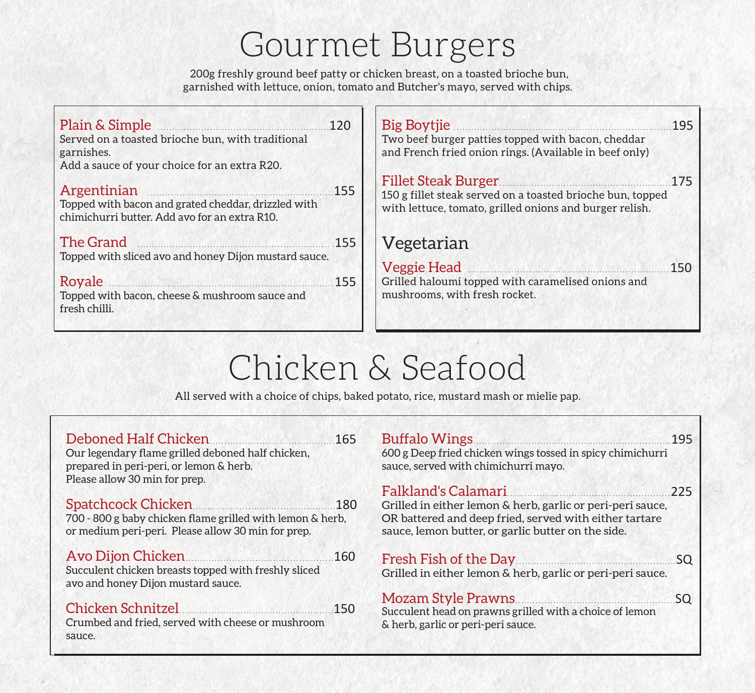# Gourmet Burgers

200g freshly ground beef patty or chicken breast, on a toasted brioche bun, garnished with lettuce, onion, tomato and Butcher's mayo, served with chips.

**Plain & Simple** ........ 120
Served on a toasted brioche bun, with traditional garnishes.
Add a sauce of your choice for an extra R20.

**Argentinian** ........ 155
Topped with bacon and grated cheddar, drizzled with chimichurri butter. Add avo for an extra R10.

**The Grand** ........ 155
Topped with sliced avo and honey Dijon mustard sauce.

**Royale** ........ 155
Topped with bacon, cheese & mushroom sauce and fresh chilli.

**Big Boytjie** ........ 195
Two beef burger patties topped with bacon, cheddar and French fried onion rings. (Available in beef only)

**Fillet Steak Burger** ........ 175
150 g fillet steak served on a toasted brioche bun, topped with lettuce, tomato, grilled onions and burger relish.

## Vegetarian

**Veggie Head** ........ 150
Grilled haloumi topped with caramelised onions and mushrooms, with fresh rocket.

# Chicken & Seafood

All served with a choice of chips, baked potato, rice, mustard mash or mielie pap.

**Deboned Half Chicken** ........ 165
Our legendary flame grilled deboned half chicken, prepared in peri-peri, or lemon & herb.
Please allow 30 min for prep.

**Spatchcock Chicken** ........ 180
700 - 800 g baby chicken flame grilled with lemon & herb, or medium peri-peri. Please allow 30 min for prep.

**Avo Dijon Chicken** ........ 160
Succulent chicken breasts topped with freshly sliced avo and honey Dijon mustard sauce.

**Chicken Schnitzel** ........ 150
Crumbed and fried, served with cheese or mushroom sauce.

**Buffalo Wings** ........ 195
600 g Deep fried chicken wings tossed in spicy chimichurri sauce, served with chimichurri mayo.

**Falkland's Calamari** ........ 225
Grilled in either lemon & herb, garlic or peri-peri sauce, OR battered and deep fried, served with either tartare sauce, lemon butter, or garlic butter on the side.

**Fresh Fish of the Day** ........ SQ
Grilled in either lemon & herb, garlic or peri-peri sauce.

**Mozam Style Prawns** ........ SQ
Succulent head on prawns grilled with a choice of lemon & herb, garlic or peri-peri sauce.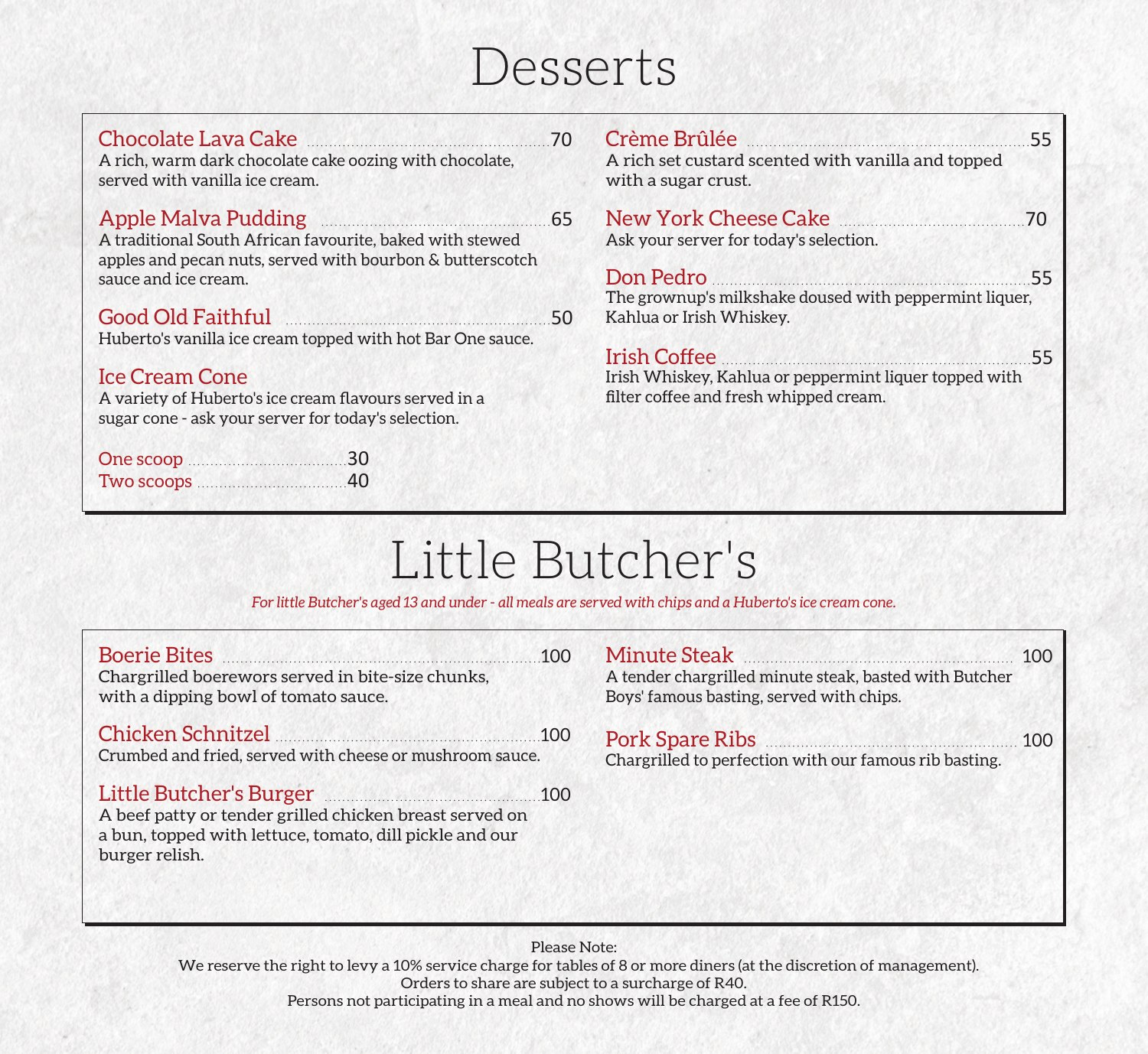# Desserts

**Chocolate Lava Cake** ........ 70
A rich, warm dark chocolate cake oozing with chocolate, served with vanilla ice cream.

**Apple Malva Pudding** ........ 65
A traditional South African favourite, baked with stewed apples and pecan nuts, served with bourbon & butterscotch sauce and ice cream.

**Good Old Faithful** ........ 50
Huberto's vanilla ice cream topped with hot Bar One sauce.

**Ice Cream Cone**
A variety of Huberto's ice cream flavours served in a sugar cone - ask your server for today's selection.

One scoop ........ 30
Two scoops ........ 40

**Crème Brûlée** ........ 55
A rich set custard scented with vanilla and topped with a sugar crust.

**New York Cheese Cake** ........ 70
Ask your server for today's selection.

**Don Pedro** ........ 55
The grownup's milkshake doused with peppermint liqueur, Kahlua or Irish Whiskey.

**Irish Coffee** ........ 55
Irish Whiskey, Kahlua or peppermint liquer topped with filter coffee and fresh whipped cream.

# Little Butcher's

*For little Butcher's aged 13 and under - all meals are served with chips and a Huberto's ice cream cone.*

**Boerie Bites** ........ 100
Chargrilled boerewors served in bite-size chunks, with a dipping bowl of tomato sauce.

**Chicken Schnitzel** ........ 100
Crumbed and fried, served with cheese or mushroom sauce.

**Little Butcher's Burger** ........ 100
A beef patty or tender grilled chicken breast served on a bun, topped with lettuce, tomato, dill pickle and our burger relish.

**Minute Steak** ........ 100
A tender chargrilled minute steak, basted with Butcher Boys' famous basting, served with chips.

**Pork Spare Ribs** ........ 100
Chargrilled to perfection with our famous rib basting.

Please Note:
We reserve the right to levy a 10% service charge for tables of 8 or more diners (at the discretion of management).
Orders to share are subject to a surcharge of R40.
Persons not participating in a meal and no shows will be charged at a fee of R150.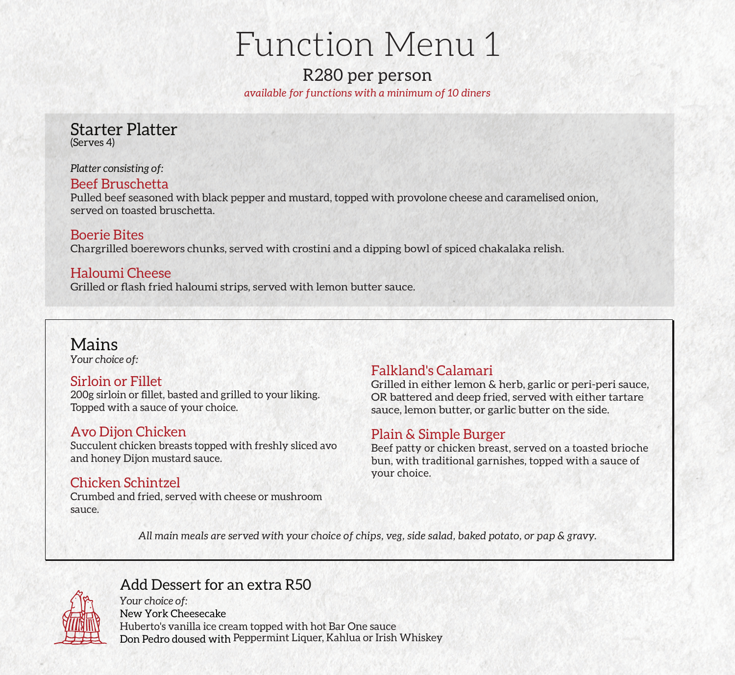# Function Menu 1

## R280 per person

*available for functions with a minimum of 10 diners*

## Starter Platter

(Serves 4)

*Platter consisting of:*

### Beef Bruschetta

Pulled beef seasoned with black pepper and mustard, topped with provolone cheese and caramelised onion, served on toasted bruschetta.

### Boerie Bites

Chargrilled boerewors chunks, served with crostini and a dipping bowl of spiced chakalaka relish.

### Haloumi Cheese

Grilled or flash fried haloumi strips, served with lemon butter sauce.

## Mains

*Your choice of:*

### Sirloin or Fillet

200g sirloin or fillet, basted and grilled to your liking. Topped with a sauce of your choice.

### Avo Dijon Chicken

Succulent chicken breasts topped with freshly sliced avo and honey Dijon mustard sauce.

### Chicken Schintzel

Crumbed and fried, served with cheese or mushroom sauce.

### Falkland's Calamari

Grilled in either lemon & herb, garlic or peri-peri sauce, OR battered and deep fried, served with either tartare sauce, lemon butter, or garlic butter on the side.

### Plain & Simple Burger

Beef patty or chicken breast, served on a toasted brioche bun, with traditional garnishes, topped with a sauce of your choice.

*All main meals are served with your choice of chips, veg, side salad, baked potato, or pap & gravy.*

## Add Dessert for an extra R50

*Your choice of:*

New York Cheesecake

Huberto's vanilla ice cream topped with hot Bar One sauce

Don Pedro doused with Peppermint Liquer, Kahlua or Irish Whiskey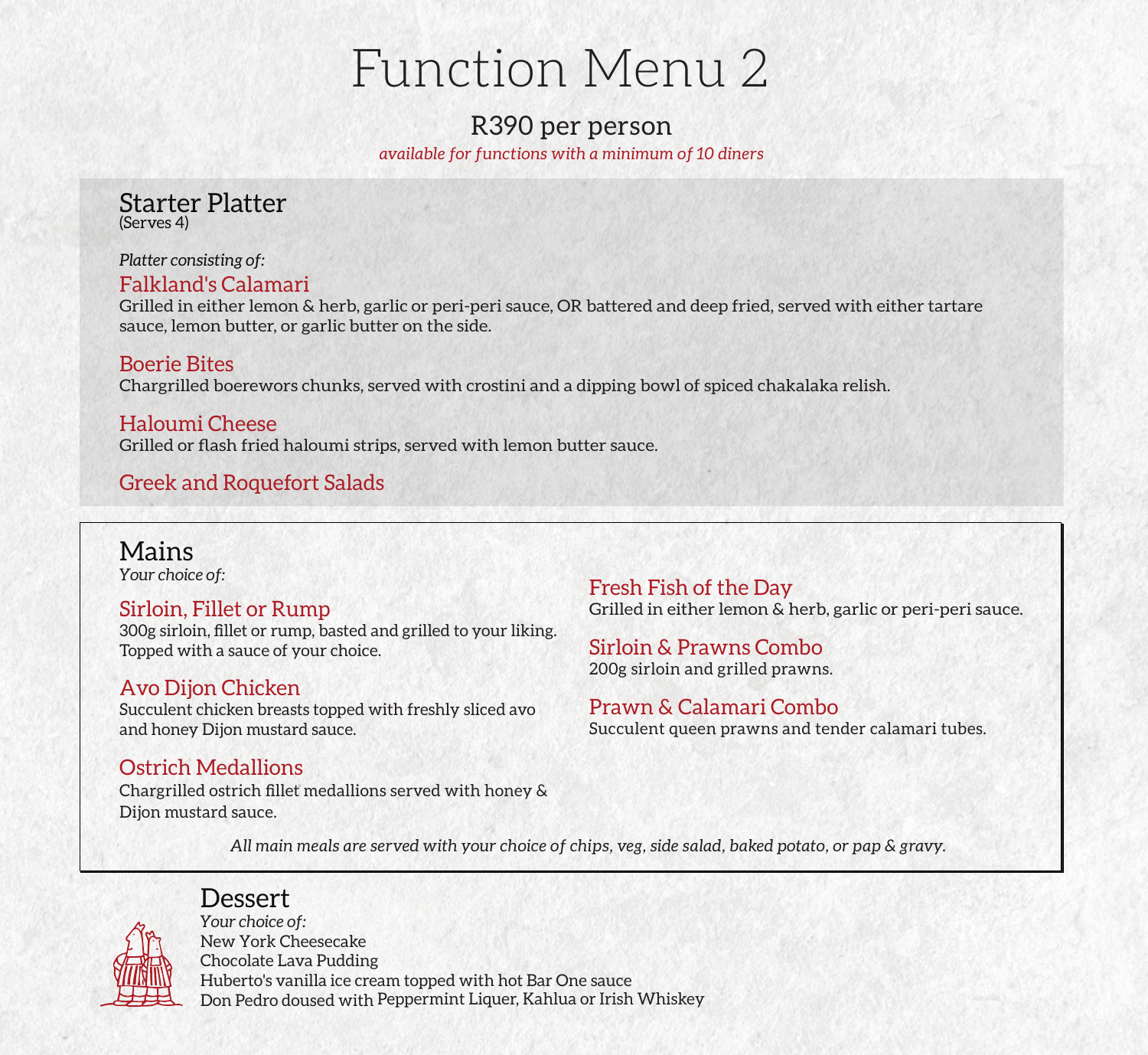# Function Menu 2

## R390 per person

*available for functions with a minimum of 10 diners*

## Starter Platter

(Serves 4)

*Platter consisting of:*

### Falkland's Calamari

Grilled in either lemon & herb, garlic or peri-peri sauce, OR battered and deep fried, served with either tartare sauce, lemon butter, or garlic butter on the side.

### Boerie Bites

Chargrilled boerewors chunks, served with crostini and a dipping bowl of spiced chakalaka relish.

### Haloumi Cheese

Grilled or flash fried haloumi strips, served with lemon butter sauce.

### Greek and Roquefort Salads

## Mains

*Your choice of:*

### Sirloin, Fillet or Rump

300g sirloin, fillet or rump, basted and grilled to your liking. Topped with a sauce of your choice.

### Avo Dijon Chicken

Succulent chicken breasts topped with freshly sliced avo and honey Dijon mustard sauce.

### Ostrich Medallions

Chargrilled ostrich fillet medallions served with honey & Dijon mustard sauce.

### Fresh Fish of the Day

Grilled in either lemon & herb, garlic or peri-peri sauce.

### Sirloin & Prawns Combo

200g sirloin and grilled prawns.

### Prawn & Calamari Combo

Succulent queen prawns and tender calamari tubes.

*All main meals are served with your choice of chips, veg, side salad, baked potato, or pap & gravy.*

## Dessert

*Your choice of:*

New York Cheesecake
Chocolate Lava Pudding
Huberto's vanilla ice cream topped with hot Bar One sauce
Don Pedro doused with Peppermint Liquer, Kahlua or Irish Whiskey